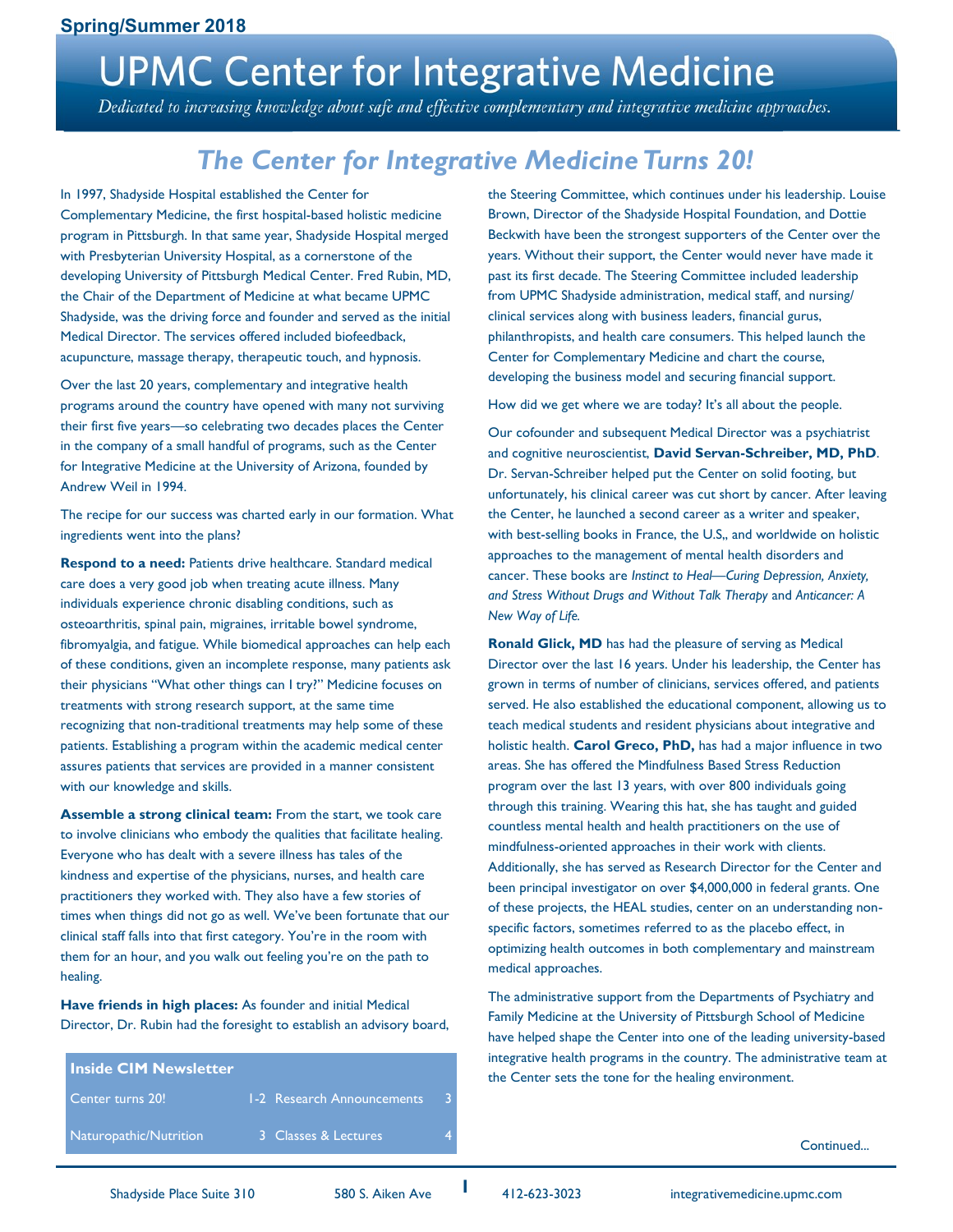Spring/Summer 2018

# UPMC Center for Integrative Medicine

*Dedicated to increasing knowledge about safe and effective complementary and integrative medicine approaches.*

## The Center for Integrative Medicine Turns 20!

In 1997, Shadyside Hospital established the Center for Complementary Medicine, the first hospital-based holistic medicine program in Pittsburgh. In that same year, Shadyside Hospital merged with Presbyterian University Hospital, as a cornerstone of the developing University of Pittsburgh Medical Center. Fred Rubin, MD, the Chair of the Department of Medicine at what became UPMC Shadyside, was the driving force and founder and served as the initial Medical Director. The services offered included biofeedback, acupuncture, massage therapy, therapeutic touch, and hypnosis.

Over the last 20 years, complementary and integrative health programs around the country have opened with many not surviving their first five years—so celebrating two decades places the Center in the company of a small handful of programs, such as the Center for Integrative Medicine at the University of Arizona, founded by Andrew Weil in 1994.

The recipe for our success was charted early in our formation. What ingredients went into the plans?

**Respond to a need:** Patients drive healthcare. Standard medical care does a very good job when treating acute illness. Many individuals experience chronic disabling conditions, such as osteoarthritis, spinal pain, migraines, irritable bowel syndrome, fibromyalgia, and fatigue. While biomedical approaches can help each of these conditions, given an incomplete response, many patients ask their physicians "What other things can I try?" Medicine focuses on treatments with strong research support, at the same time recognizing that non-traditional treatments may help some of these patients. Establishing a program within the academic medical center assures patients that services are provided in a manner consistent with our knowledge and skills.

**Assemble a strong clinical team:** From the start, we took care to involve clinicians who embody the qualities that facilitate healing. Everyone who has dealt with a severe illness has tales of the kindness and expertise of the physicians, nurses, and health care practitioners they worked with. They also have a few stories of times when things did not go as well. We've been fortunate that our clinical staff falls into that first category. You're in the room with them for an hour, and you walk out feeling you're on the path to healing.

**Have friends in high places:** As founder and initial Medical Director, Dr. Rubin had the foresight to establish an advisory board, the Steering Committee, which continues under his leadership. Louise Brown, Director of the Shadyside Hospital Foundation, and Dottie Beckwith have been the strongest supporters of the Center over the years. Without their support, the Center would never have made it past its first decade. The Steering Committee included leadership from UPMC Shadyside administration, medical staff, and nursing/clinical services along with business leaders, financial gurus, philanthropists, and health care consumers. This helped launch the Center for Complementary Medicine and chart the course, developing the business model and securing financial support.

How did we get where we are today? It's all about the people.

Our cofounder and subsequent Medical Director was a psychiatrist and cognitive neuroscientist, **David Servan-Schreiber, MD, PhD**. Dr. Servan-Schreiber helped put the Center on solid footing, but unfortunately, his clinical career was cut short by cancer. After leaving the Center, he launched a second career as a writer and speaker, with best-selling books in France, the U.S,, and worldwide on holistic approaches to the management of mental health disorders and cancer. These books are *Instinct to Heal—Curing Depression, Anxiety, and Stress Without Drugs and Without Talk Therapy* and *Anticancer: A New Way of Life.*

**Ronald Glick, MD** has had the pleasure of serving as Medical Director over the last 16 years. Under his leadership, the Center has grown in terms of number of clinicians, services offered, and patients served. He also established the educational component, allowing us to teach medical students and resident physicians about integrative and holistic health. **Carol Greco, PhD,** has had a major influence in two areas. She has offered the Mindfulness Based Stress Reduction program over the last 13 years, with over 800 individuals going through this training. Wearing this hat, she has taught and guided countless mental health and health practitioners on the use of mindfulness-oriented approaches in their work with clients. Additionally, she has served as Research Director for the Center and been principal investigator on over $4,000,000 in federal grants. One of these projects, the HEAL studies, center on an understanding non-specific factors, sometimes referred to as the placebo effect, in optimizing health outcomes in both complementary and mainstream medical approaches.

The administrative support from the Departments of Psychiatry and Family Medicine at the University of Pittsburgh School of Medicine have helped shape the Center into one of the leading university-based integrative health programs in the country. The administrative team at the Center sets the tone for the healing environment.

Continued...

| Inside CIM Newsletter | | | |
|---|---|---|---|
| Center turns 20! | 1-2 | Research Announcements | 3 |
| Naturopathic/Nutrition | 3 | Classes & Lectures | 4 |

Shadyside Place Suite 310 | 580 S. Aiken Ave | 412-623-3023 | integrativemedicine.upmc.com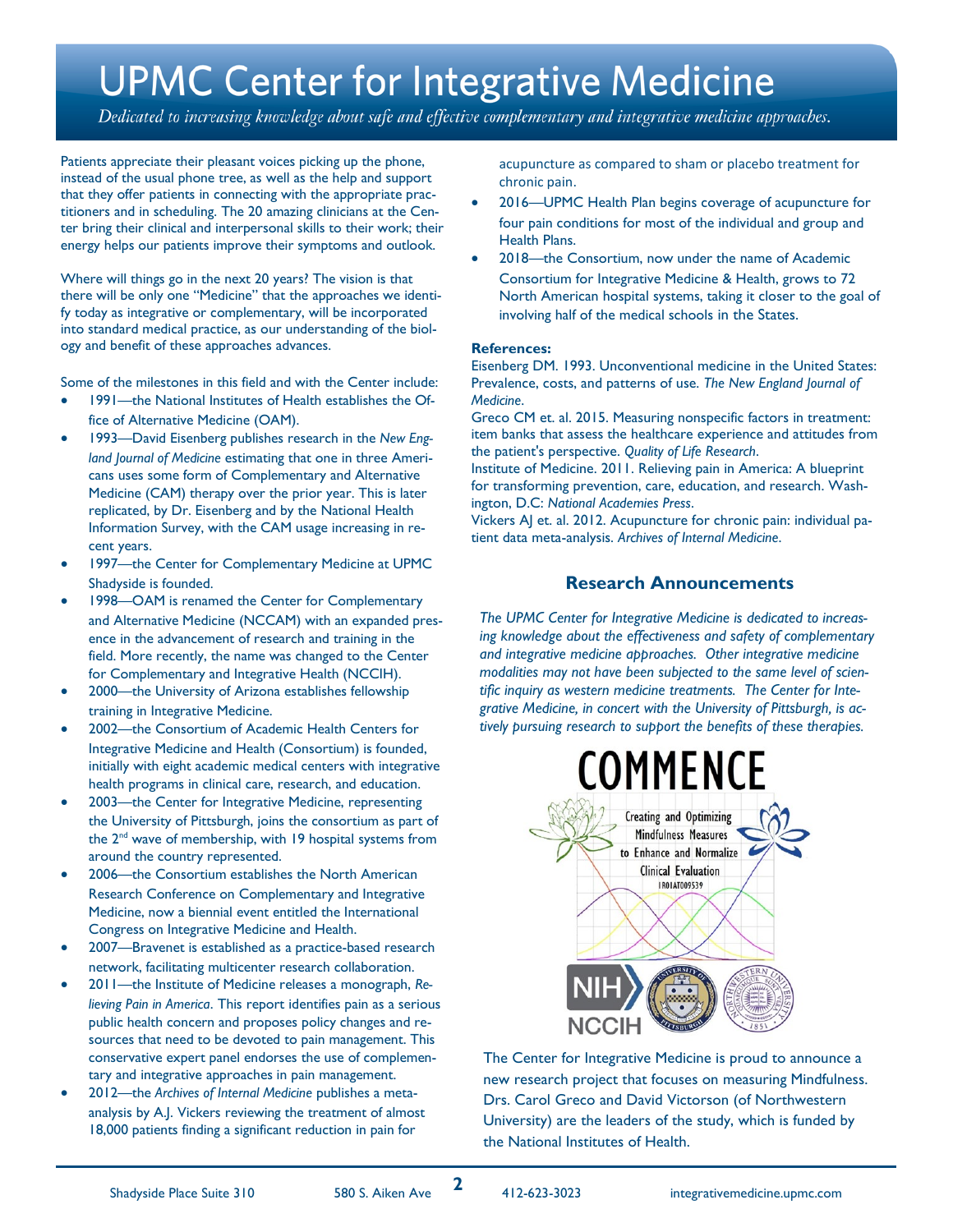# UPMC Center for Integrative Medicine

*Dedicated to increasing knowledge about safe and effective complementary and integrative medicine approaches.*

Patients appreciate their pleasant voices picking up the phone, instead of the usual phone tree, as well as the help and support that they offer patients in connecting with the appropriate practitioners and in scheduling. The 20 amazing clinicians at the Center bring their clinical and interpersonal skills to their work; their energy helps our patients improve their symptoms and outlook.

Where will things go in the next 20 years? The vision is that there will be only one "Medicine" that the approaches we identify today as integrative or complementary, will be incorporated into standard medical practice, as our understanding of the biology and benefit of these approaches advances.

Some of the milestones in this field and with the Center include:

- 1991—the National Institutes of Health establishes the Office of Alternative Medicine (OAM).
- 1993—David Eisenberg publishes research in the *New England Journal of Medicine* estimating that one in three Americans uses some form of Complementary and Alternative Medicine (CAM) therapy over the prior year. This is later replicated, by Dr. Eisenberg and by the National Health Information Survey, with the CAM usage increasing in recent years.
- 1997—the Center for Complementary Medicine at UPMC Shadyside is founded.
- 1998—OAM is renamed the Center for Complementary and Alternative Medicine (NCCAM) with an expanded presence in the advancement of research and training in the field. More recently, the name was changed to the Center for Complementary and Integrative Health (NCCIH).
- 2000—the University of Arizona establishes fellowship training in Integrative Medicine.
- 2002—the Consortium of Academic Health Centers for Integrative Medicine and Health (Consortium) is founded, initially with eight academic medical centers with integrative health programs in clinical care, research, and education.
- 2003—the Center for Integrative Medicine, representing the University of Pittsburgh, joins the consortium as part of the 2nd wave of membership, with 19 hospital systems from around the country represented.
- 2006—the Consortium establishes the North American Research Conference on Complementary and Integrative Medicine, now a biennial event entitled the International Congress on Integrative Medicine and Health.
- 2007—Bravenet is established as a practice-based research network, facilitating multicenter research collaboration.
- 2011—the Institute of Medicine releases a monograph, *Relieving Pain in America*. This report identifies pain as a serious public health concern and proposes policy changes and resources that need to be devoted to pain management. This conservative expert panel endorses the use of complementary and integrative approaches in pain management.
- 2012—the *Archives of Internal Medicine* publishes a meta-analysis by A.J. Vickers reviewing the treatment of almost 18,000 patients finding a significant reduction in pain for acupuncture as compared to sham or placebo treatment for chronic pain.
- 2016—UPMC Health Plan begins coverage of acupuncture for four pain conditions for most of the individual and group and Health Plans.
- 2018—the Consortium, now under the name of Academic Consortium for Integrative Medicine & Health, grows to 72 North American hospital systems, taking it closer to the goal of involving half of the medical schools in the States.

**References:**

Eisenberg DM. 1993. Unconventional medicine in the United States: Prevalence, costs, and patterns of use. *The New England Journal of Medicine*.

Greco CM et. al. 2015. Measuring nonspecific factors in treatment: item banks that assess the healthcare experience and attitudes from the patient's perspective. *Quality of Life Research*.

Institute of Medicine. 2011. Relieving pain in America: A blueprint for transforming prevention, care, education, and research. Washington, D.C: *National Academies Press*.

Vickers AJ et. al. 2012. Acupuncture for chronic pain: individual patient data meta-analysis. *Archives of Internal Medicine*.

## Research Announcements

*The UPMC Center for Integrative Medicine is dedicated to increasing knowledge about the effectiveness and safety of complementary and integrative medicine approaches. Other integrative medicine modalities may not have been subjected to the same level of scientific inquiry as western medicine treatments. The Center for Integrative Medicine, in concert with the University of Pittsburgh, is actively pursuing research to support the benefits of these therapies.*

COMMENCE

Creating and Optimizing Mindfulness Measures to Enhance and Normalize Clinical Evaluation

1R01AT009539

The Center for Integrative Medicine is proud to announce a new research project that focuses on measuring Mindfulness. Drs. Carol Greco and David Victorson (of Northwestern University) are the leaders of the study, which is funded by the National Institutes of Health.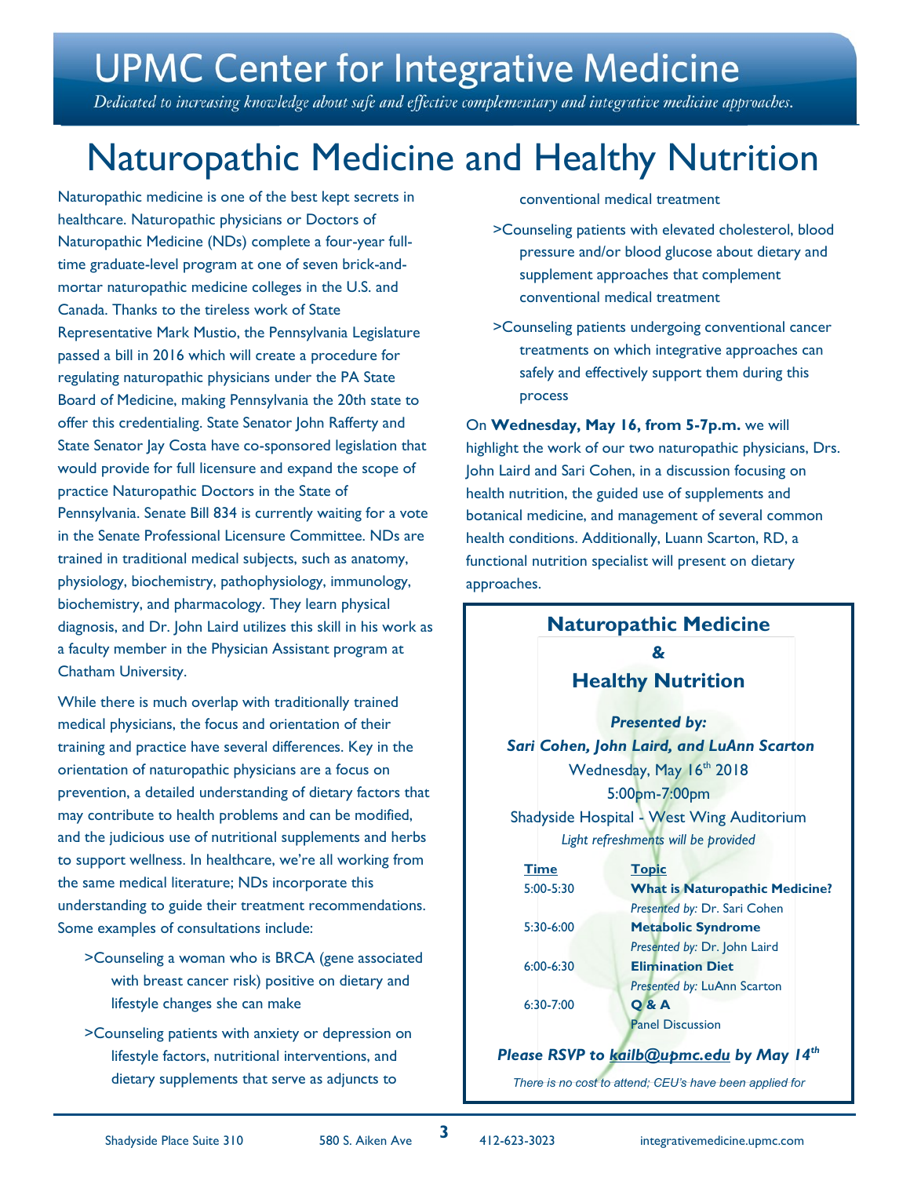# UPMC Center for Integrative Medicine

*Dedicated to increasing knowledge about safe and effective complementary and integrative medicine approaches.*

# Naturopathic Medicine and Healthy Nutrition

Naturopathic medicine is one of the best kept secrets in healthcare. Naturopathic physicians or Doctors of Naturopathic Medicine (NDs) complete a four-year full-time graduate-level program at one of seven brick-and-mortar naturopathic medicine colleges in the U.S. and Canada. Thanks to the tireless work of State Representative Mark Mustio, the Pennsylvania Legislature passed a bill in 2016 which will create a procedure for regulating naturopathic physicians under the PA State Board of Medicine, making Pennsylvania the 20th state to offer this credentialing. State Senator John Rafferty and State Senator Jay Costa have co-sponsored legislation that would provide for full licensure and expand the scope of practice Naturopathic Doctors in the State of Pennsylvania. Senate Bill 834 is currently waiting for a vote in the Senate Professional Licensure Committee. NDs are trained in traditional medical subjects, such as anatomy, physiology, biochemistry, pathophysiology, immunology, biochemistry, and pharmacology. They learn physical diagnosis, and Dr. John Laird utilizes this skill in his work as a faculty member in the Physician Assistant program at Chatham University.

While there is much overlap with traditionally trained medical physicians, the focus and orientation of their training and practice have several differences. Key in the orientation of naturopathic physicians are a focus on prevention, a detailed understanding of dietary factors that may contribute to health problems and can be modified, and the judicious use of nutritional supplements and herbs to support wellness. In healthcare, we're all working from the same medical literature; NDs incorporate this understanding to guide their treatment recommendations. Some examples of consultations include:

>Counseling a woman who is BRCA (gene associated with breast cancer risk) positive on dietary and lifestyle changes she can make

>Counseling patients with anxiety or depression on lifestyle factors, nutritional interventions, and dietary supplements that serve as adjuncts to conventional medical treatment

>Counseling patients with elevated cholesterol, blood pressure and/or blood glucose about dietary and supplement approaches that complement conventional medical treatment

>Counseling patients undergoing conventional cancer treatments on which integrative approaches can safely and effectively support them during this process

On **Wednesday, May 16, from 5-7p.m.** we will highlight the work of our two naturopathic physicians, Drs. John Laird and Sari Cohen, in a discussion focusing on health nutrition, the guided use of supplements and botanical medicine, and management of several common health conditions. Additionally, Luann Scarton, RD, a functional nutrition specialist will present on dietary approaches.

## Naturopathic Medicine & Healthy Nutrition

***Presented by:***
***Sari Cohen, John Laird, and LuAnn Scarton***

Wednesday, May 16th 2018
5:00pm-7:00pm
Shadyside Hospital - West Wing Auditorium
*Light refreshments will be provided*

| Time | Topic |
|---|---|
| 5:00-5:30 | **What is Naturopathic Medicine?** *Presented by:* Dr. Sari Cohen |
| 5:30-6:00 | **Metabolic Syndrome** *Presented by:* Dr. John Laird |
| 6:00-6:30 | **Elimination Diet** *Presented by:* LuAnn Scarton |
| 6:30-7:00 | **Q & A** Panel Discussion |

***Please RSVP to kailb@upmc.edu by May 14th***

*There is no cost to attend; CEU's have been applied for*

Shadyside Place Suite 310 | 580 S. Aiken Ave | 412-623-3023 | integrativemedicine.upmc.com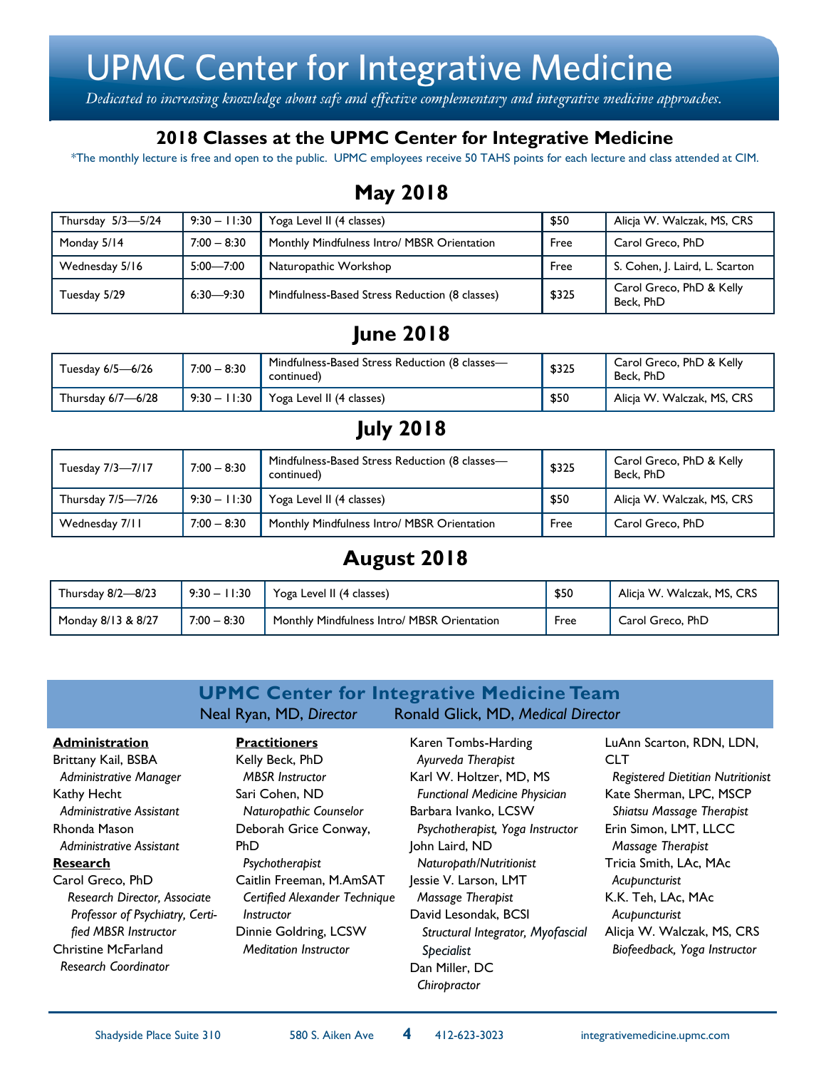# UPMC Center for Integrative Medicine

*Dedicated to increasing knowledge about safe and effective complementary and integrative medicine approaches.*

## 2018 Classes at the UPMC Center for Integrative Medicine

*The monthly lecture is free and open to the public. UPMC employees receive 50 TAHS points for each lecture and class attended at CIM.

### May 2018

| | | | | |
|---|---|---|---|---|
| Thursday 5/3—5/24 | 9:30 – 11:30 | Yoga Level II (4 classes) | $50 | Alicja W. Walczak, MS, CRS |
| Monday 5/14 | 7:00 – 8:30 | Monthly Mindfulness Intro/ MBSR Orientation | Free | Carol Greco, PhD |
| Wednesday 5/16 | 5:00—7:00 | Naturopathic Workshop | Free | S. Cohen, J. Laird, L. Scarton |
| Tuesday 5/29 | 6:30—9:30 | Mindfulness-Based Stress Reduction (8 classes) | $325 | Carol Greco, PhD & Kelly Beck, PhD |

### June 2018

| | | | | |
|---|---|---|---|---|
| Tuesday 6/5—6/26 | 7:00 – 8:30 | Mindfulness-Based Stress Reduction (8 classes—continued) | $325 | Carol Greco, PhD & Kelly Beck, PhD |
| Thursday 6/7—6/28 | 9:30 – 11:30 | Yoga Level II (4 classes) | $50 | Alicja W. Walczak, MS, CRS |

### July 2018

| | | | | |
|---|---|---|---|---|
| Tuesday 7/3—7/17 | 7:00 – 8:30 | Mindfulness-Based Stress Reduction (8 classes—continued) | $325 | Carol Greco, PhD & Kelly Beck, PhD |
| Thursday 7/5—7/26 | 9:30 – 11:30 | Yoga Level II (4 classes) | $50 | Alicja W. Walczak, MS, CRS |
| Wednesday 7/11 | 7:00 – 8:30 | Monthly Mindfulness Intro/ MBSR Orientation | Free | Carol Greco, PhD |

### August 2018

| | | | | |
|---|---|---|---|---|
| Thursday 8/2—8/23 | 9:30 – 11:30 | Yoga Level II (4 classes) | $50 | Alicja W. Walczak, MS, CRS |
| Monday 8/13 & 8/27 | 7:00 – 8:30 | Monthly Mindfulness Intro/ MBSR Orientation | Free | Carol Greco, PhD |

## UPMC Center for Integrative Medicine Team

Neal Ryan, MD, *Director* Ronald Glick, MD, *Medical Director*

**Administration**

Brittany Kail, BSBA
*Administrative Manager*

Kathy Hecht
*Administrative Assistant*

Rhonda Mason
*Administrative Assistant*

**Research**

Carol Greco, PhD
*Research Director, Associate Professor of Psychiatry, Certified MBSR Instructor*

Christine McFarland
*Research Coordinator*

**Practitioners**

Kelly Beck, PhD
*MBSR Instructor*

Sari Cohen, ND
*Naturopathic Counselor*

Deborah Grice Conway, PhD
*Psychotherapist*

Caitlin Freeman, M.AmSAT
*Certified Alexander Technique Instructor*

Dinnie Goldring, LCSW
*Meditation Instructor*

Karen Tombs-Harding
*Ayurveda Therapist*

Karl W. Holtzer, MD, MS
*Functional Medicine Physician*

Barbara Ivanko, LCSW
*Psychotherapist, Yoga Instructor*

John Laird, ND
*Naturopath/Nutritionist*

Jessie V. Larson, LMT
*Massage Therapist*

David Lesondak, BCSI
*Structural Integrator, Myofascial Specialist*

Dan Miller, DC
*Chiropractor*

LuAnn Scarton, RDN, LDN, CLT
*Registered Dietitian Nutritionist*

Kate Sherman, LPC, MSCP
*Shiatsu Massage Therapist*

Erin Simon, LMT, LLCC
*Massage Therapist*

Tricia Smith, LAc, MAc
*Acupuncturist*

K.K. Teh, LAc, MAc
*Acupuncturist*

Alicja W. Walczak, MS, CRS
*Biofeedback, Yoga Instructor*

Shadyside Place Suite 310 580 S. Aiken Ave 412-623-3023 integrativemedicine.upmc.com